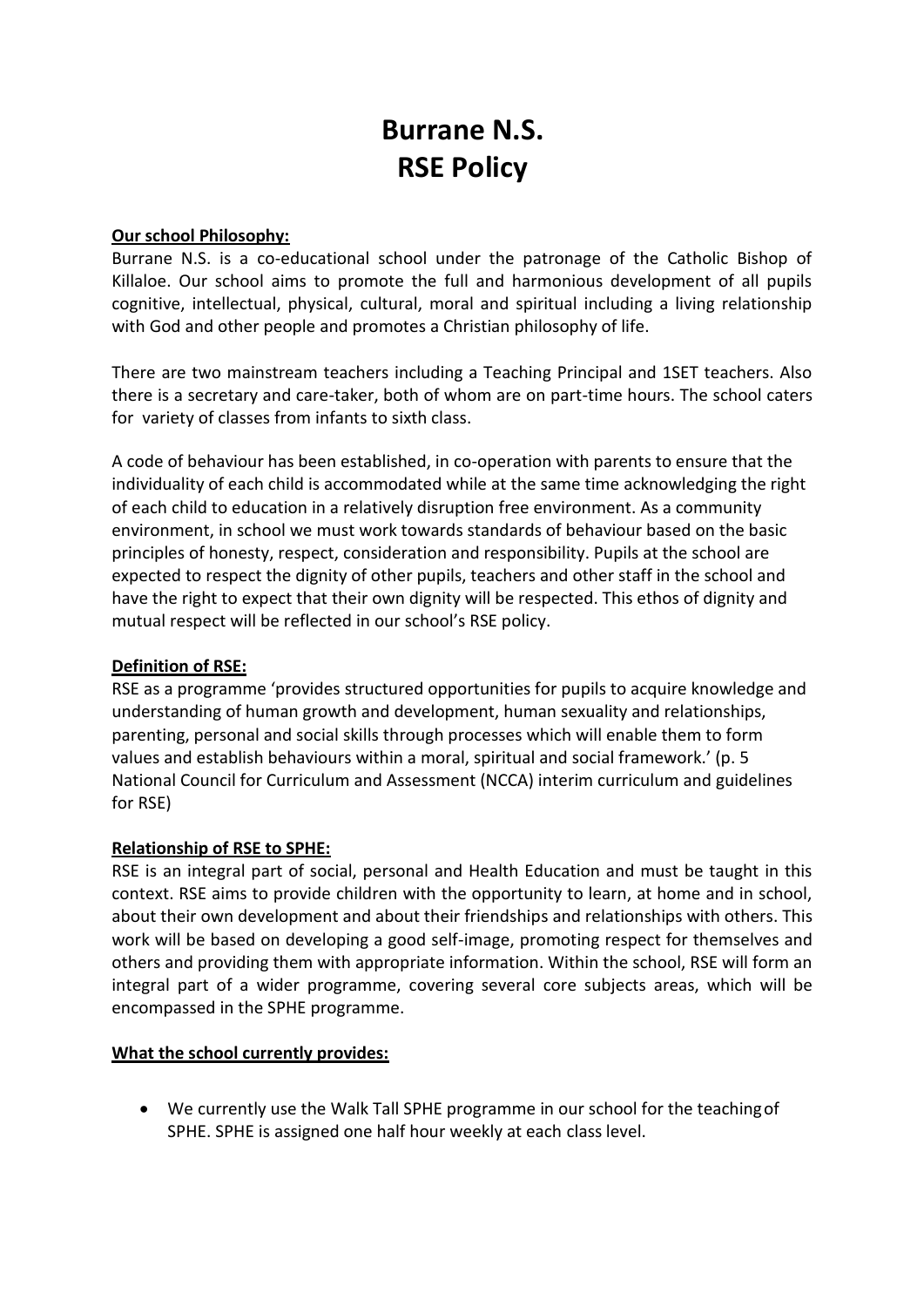# Burrane N.S.
# RSE Policy

**Our school Philosophy:**

Burrane N.S. is a co-educational school under the patronage of the Catholic Bishop of Killaloe. Our school aims to promote the full and harmonious development of all pupils cognitive, intellectual, physical, cultural, moral and spiritual including a living relationship with God and other people and promotes a Christian philosophy of life.

There are two mainstream teachers including a Teaching Principal and 1SET teachers. Also there is a secretary and care-taker, both of whom are on part-time hours. The school caters for variety of classes from infants to sixth class.

A code of behaviour has been established, in co-operation with parents to ensure that the individuality of each child is accommodated while at the same time acknowledging the right of each child to education in a relatively disruption free environment. As a community environment, in school we must work towards standards of behaviour based on the basic principles of honesty, respect, consideration and responsibility. Pupils at the school are expected to respect the dignity of other pupils, teachers and other staff in the school and have the right to expect that their own dignity will be respected. This ethos of dignity and mutual respect will be reflected in our school's RSE policy.

**Definition of RSE:**

RSE as a programme 'provides structured opportunities for pupils to acquire knowledge and understanding of human growth and development, human sexuality and relationships, parenting, personal and social skills through processes which will enable them to form values and establish behaviours within a moral, spiritual and social framework.' (p. 5 National Council for Curriculum and Assessment (NCCA) interim curriculum and guidelines for RSE)

**Relationship of RSE to SPHE:**

RSE is an integral part of social, personal and Health Education and must be taught in this context. RSE aims to provide children with the opportunity to learn, at home and in school, about their own development and about their friendships and relationships with others. This work will be based on developing a good self-image, promoting respect for themselves and others and providing them with appropriate information. Within the school, RSE will form an integral part of a wider programme, covering several core subjects areas, which will be encompassed in the SPHE programme.

**What the school currently provides:**

- We currently use the Walk Tall SPHE programme in our school for the teaching of SPHE. SPHE is assigned one half hour weekly at each class level.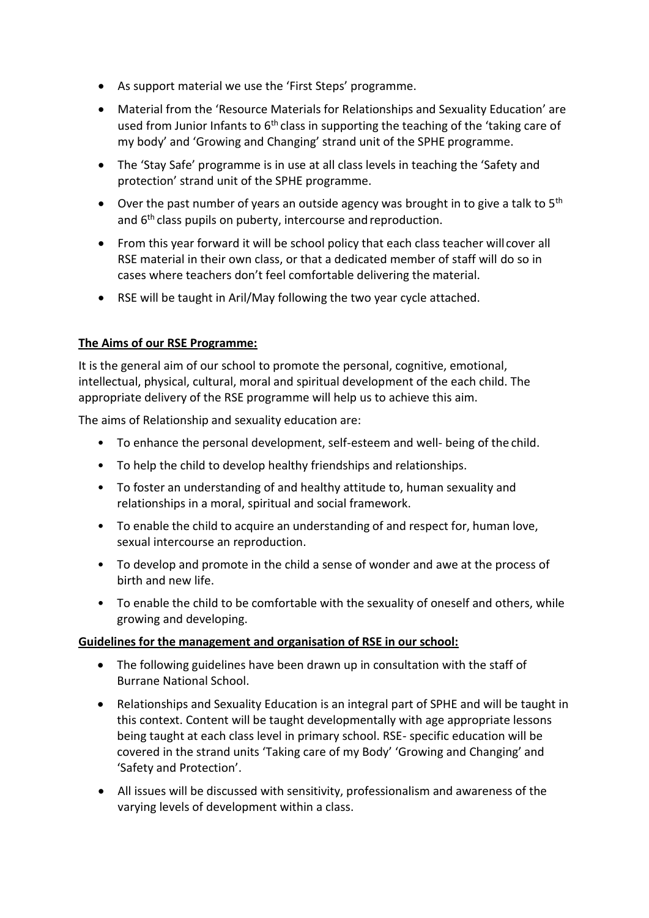- As support material we use the 'First Steps' programme.
- Material from the 'Resource Materials for Relationships and Sexuality Education' are used from Junior Infants to 6th class in supporting the teaching of the 'taking care of my body' and 'Growing and Changing' strand unit of the SPHE programme.
- The 'Stay Safe' programme is in use at all class levels in teaching the 'Safety and protection' strand unit of the SPHE programme.
- Over the past number of years an outside agency was brought in to give a talk to 5th and 6th class pupils on puberty, intercourse and reproduction.
- From this year forward it will be school policy that each class teacher will cover all RSE material in their own class, or that a dedicated member of staff will do so in cases where teachers don't feel comfortable delivering the material.
- RSE will be taught in Aril/May following the two year cycle attached.

**The Aims of our RSE Programme:**

It is the general aim of our school to promote the personal, cognitive, emotional, intellectual, physical, cultural, moral and spiritual development of the each child. The appropriate delivery of the RSE programme will help us to achieve this aim.

The aims of Relationship and sexuality education are:

- To enhance the personal development, self-esteem and well- being of the child.
- To help the child to develop healthy friendships and relationships.
- To foster an understanding of and healthy attitude to, human sexuality and relationships in a moral, spiritual and social framework.
- To enable the child to acquire an understanding of and respect for, human love, sexual intercourse an reproduction.
- To develop and promote in the child a sense of wonder and awe at the process of birth and new life.
- To enable the child to be comfortable with the sexuality of oneself and others, while growing and developing.

**Guidelines for the management and organisation of RSE in our school:**

- The following guidelines have been drawn up in consultation with the staff of Burrane National School.
- Relationships and Sexuality Education is an integral part of SPHE and will be taught in this context. Content will be taught developmentally with age appropriate lessons being taught at each class level in primary school. RSE- specific education will be covered in the strand units 'Taking care of my Body' 'Growing and Changing' and 'Safety and Protection'.
- All issues will be discussed with sensitivity, professionalism and awareness of the varying levels of development within a class.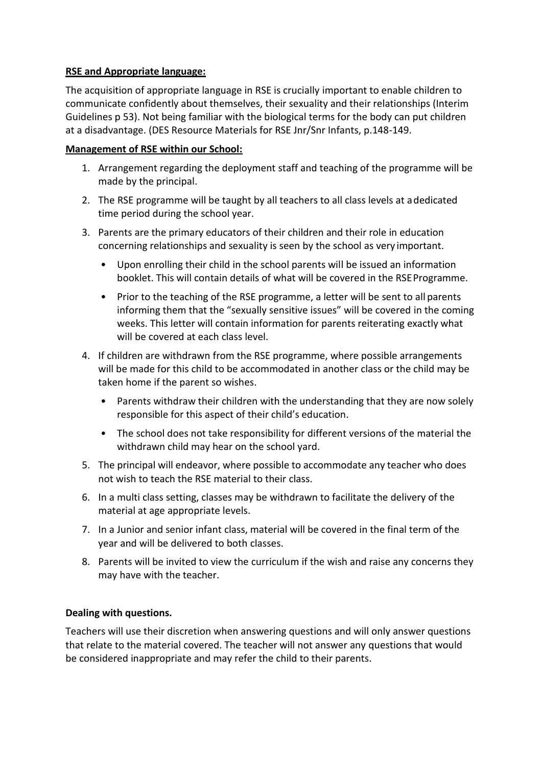**RSE and Appropriate language:**

The acquisition of appropriate language in RSE is crucially important to enable children to communicate confidently about themselves, their sexuality and their relationships (Interim Guidelines p 53). Not being familiar with the biological terms for the body can put children at a disadvantage. (DES Resource Materials for RSE Jnr/Snr Infants, p.148-149.

**Management of RSE within our School:**

1. Arrangement regarding the deployment staff and teaching of the programme will be made by the principal.
2. The RSE programme will be taught by all teachers to all class levels at a dedicated time period during the school year.
3. Parents are the primary educators of their children and their role in education concerning relationships and sexuality is seen by the school as very important.
   - Upon enrolling their child in the school parents will be issued an information booklet. This will contain details of what will be covered in the RSE Programme.
   - Prior to the teaching of the RSE programme, a letter will be sent to all parents informing them that the "sexually sensitive issues" will be covered in the coming weeks. This letter will contain information for parents reiterating exactly what will be covered at each class level.
4. If children are withdrawn from the RSE programme, where possible arrangements will be made for this child to be accommodated in another class or the child may be taken home if the parent so wishes.
   - Parents withdraw their children with the understanding that they are now solely responsible for this aspect of their child's education.
   - The school does not take responsibility for different versions of the material the withdrawn child may hear on the school yard.
5. The principal will endeavor, where possible to accommodate any teacher who does not wish to teach the RSE material to their class.
6. In a multi class setting, classes may be withdrawn to facilitate the delivery of the material at age appropriate levels.
7. In a Junior and senior infant class, material will be covered in the final term of the year and will be delivered to both classes.
8. Parents will be invited to view the curriculum if the wish and raise any concerns they may have with the teacher.

**Dealing with questions.**

Teachers will use their discretion when answering questions and will only answer questions that relate to the material covered. The teacher will not answer any questions that would be considered inappropriate and may refer the child to their parents.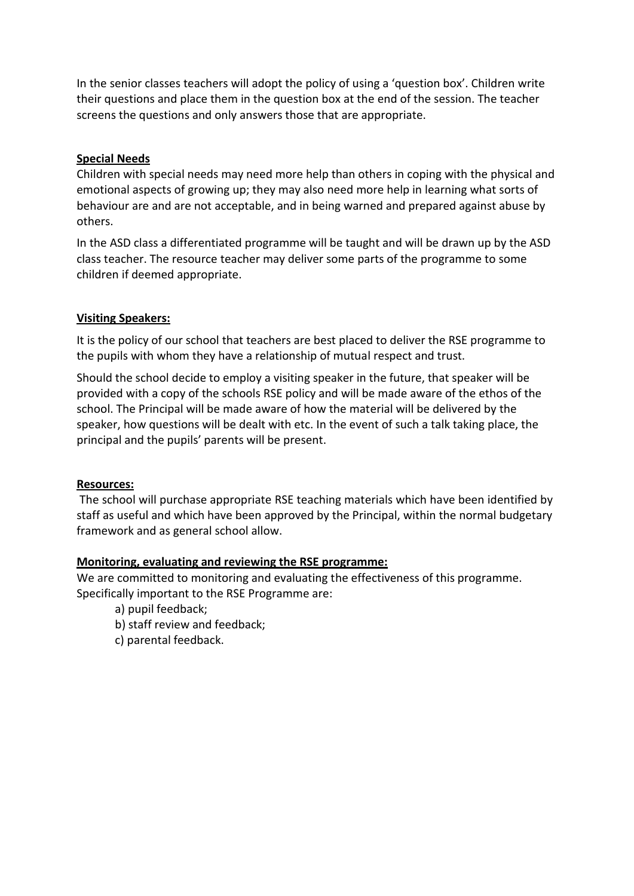In the senior classes teachers will adopt the policy of using a 'question box'. Children write their questions and place them in the question box at the end of the session. The teacher screens the questions and only answers those that are appropriate.

**Special Needs**

Children with special needs may need more help than others in coping with the physical and emotional aspects of growing up; they may also need more help in learning what sorts of behaviour are and are not acceptable, and in being warned and prepared against abuse by others.

In the ASD class a differentiated programme will be taught and will be drawn up by the ASD class teacher. The resource teacher may deliver some parts of the programme to some children if deemed appropriate.

**Visiting Speakers:**

It is the policy of our school that teachers are best placed to deliver the RSE programme to the pupils with whom they have a relationship of mutual respect and trust.

Should the school decide to employ a visiting speaker in the future, that speaker will be provided with a copy of the schools RSE policy and will be made aware of the ethos of the school. The Principal will be made aware of how the material will be delivered by the speaker, how questions will be dealt with etc. In the event of such a talk taking place, the principal and the pupils' parents will be present.

**Resources:**

The school will purchase appropriate RSE teaching materials which have been identified by staff as useful and which have been approved by the Principal, within the normal budgetary framework and as general school allow.

**Monitoring, evaluating and reviewing the RSE programme:**

We are committed to monitoring and evaluating the effectiveness of this programme. Specifically important to the RSE Programme are:

a) pupil feedback;
b) staff review and feedback;
c) parental feedback.